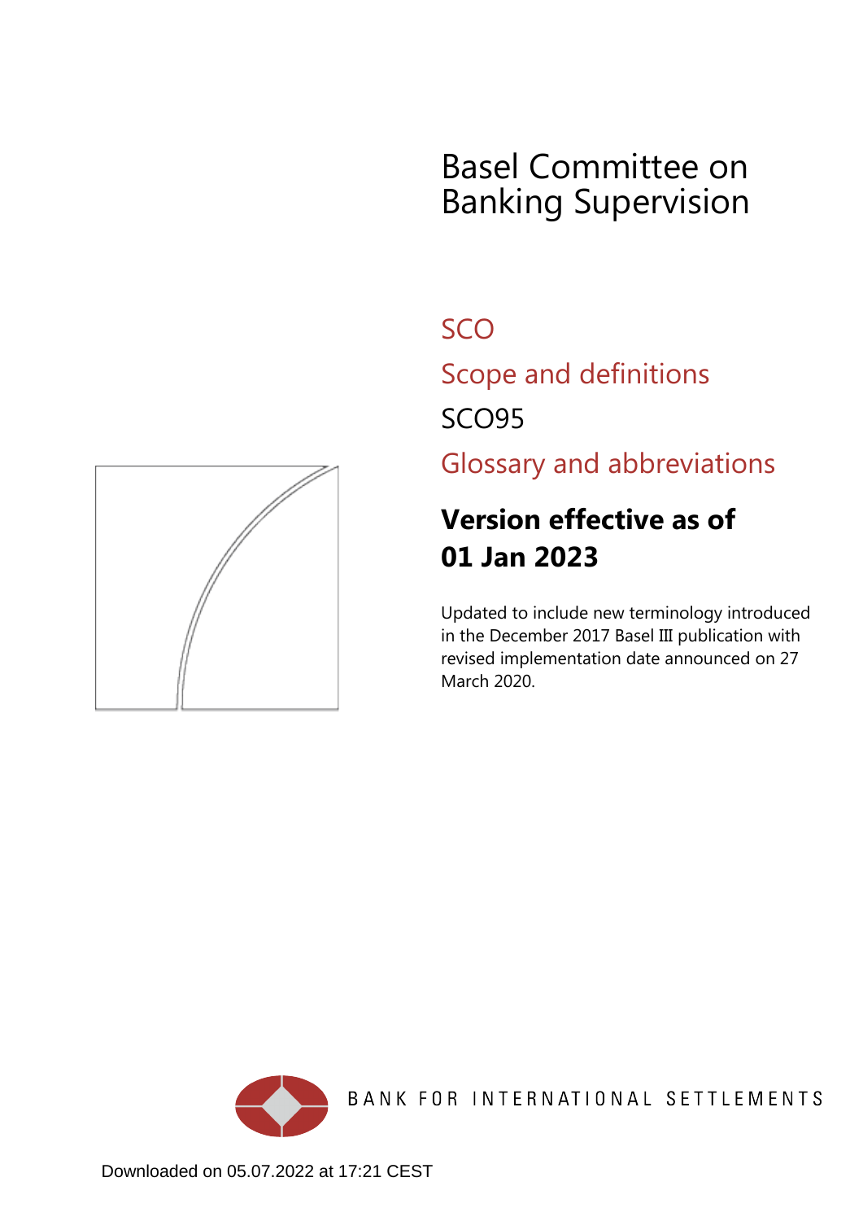# Basel Committee on Banking Supervision

## SCO

## Scope and definitions

## SCO95

## Glossary and abbreviations

**Version effective as of 01 Jan 2023**

Updated to include new terminology introduced in the December 2017 Basel III publication with revised implementation date announced on 27 March 2020.

BANK FOR INTERNATIONAL SETTLEMENTS

Downloaded on 05.07.2022 at 17:21 CEST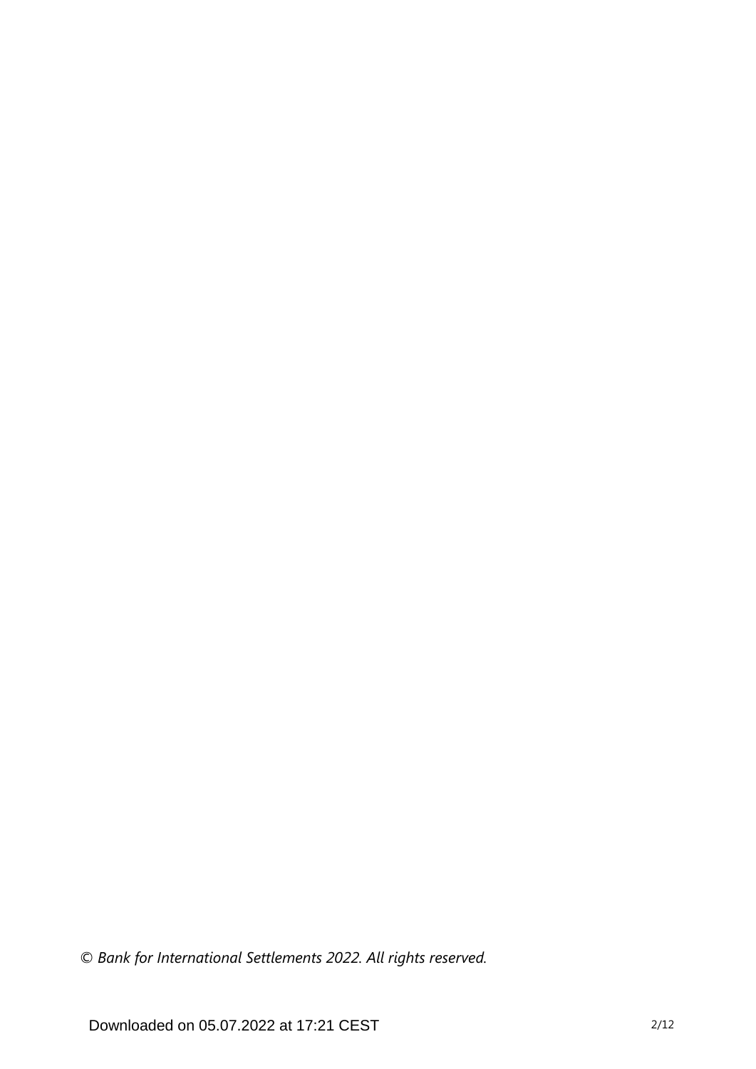© *Bank for International Settlements 2022. All rights reserved.*

Downloaded on 05.07.2022 at 17:21 CEST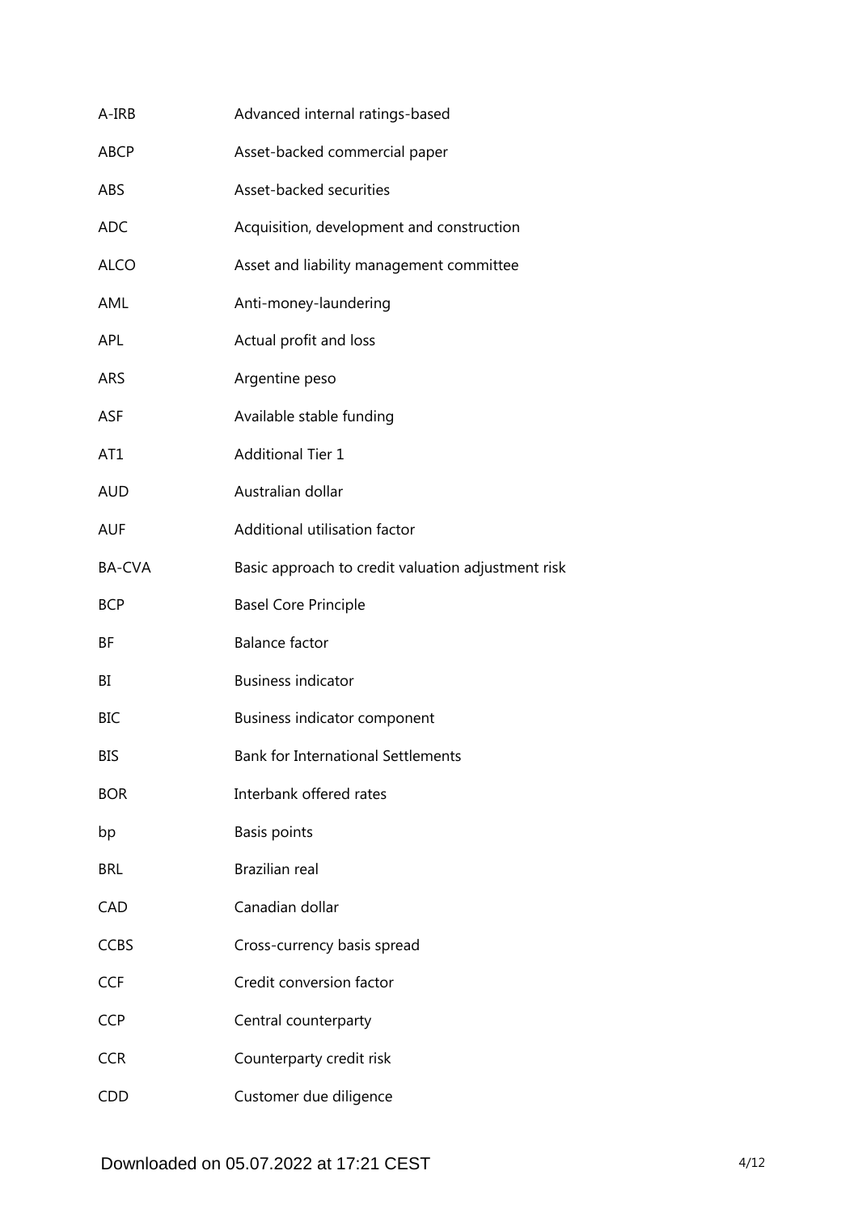| | |
|---|---|
| A-IRB | Advanced internal ratings-based |
| ABCP | Asset-backed commercial paper |
| ABS | Asset-backed securities |
| ADC | Acquisition, development and construction |
| ALCO | Asset and liability management committee |
| AML | Anti-money-laundering |
| APL | Actual profit and loss |
| ARS | Argentine peso |
| ASF | Available stable funding |
| AT1 | Additional Tier 1 |
| AUD | Australian dollar |
| AUF | Additional utilisation factor |
| BA-CVA | Basic approach to credit valuation adjustment risk |
| BCP | Basel Core Principle |
| BF | Balance factor |
| BI | Business indicator |
| BIC | Business indicator component |
| BIS | Bank for International Settlements |
| BOR | Interbank offered rates |
| bp | Basis points |
| BRL | Brazilian real |
| CAD | Canadian dollar |
| CCBS | Cross-currency basis spread |
| CCF | Credit conversion factor |
| CCP | Central counterparty |
| CCR | Counterparty credit risk |
| CDD | Customer due diligence |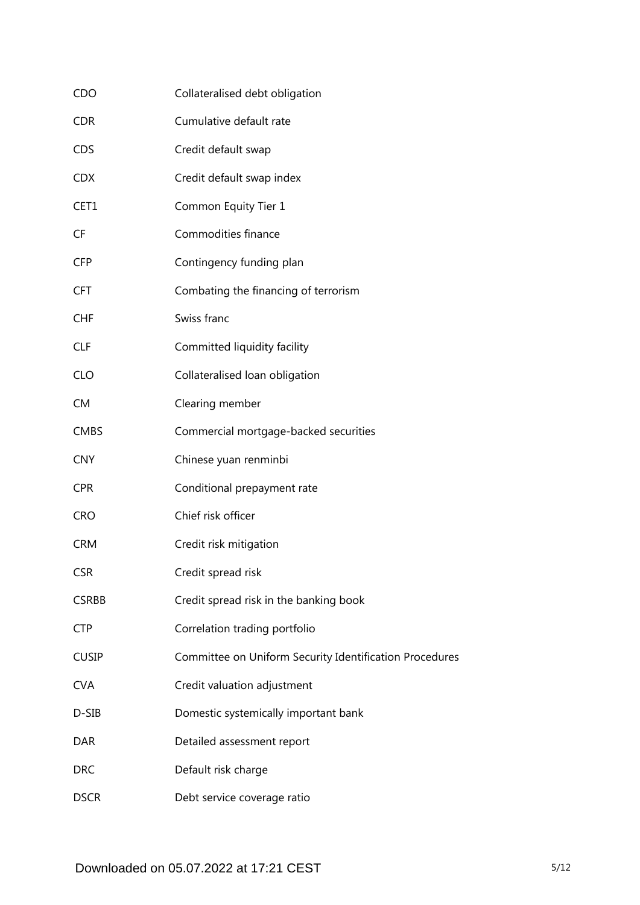| | |
|---|---|
| CDO | Collateralised debt obligation |
| CDR | Cumulative default rate |
| CDS | Credit default swap |
| CDX | Credit default swap index |
| CET1 | Common Equity Tier 1 |
| CF | Commodities finance |
| CFP | Contingency funding plan |
| CFT | Combating the financing of terrorism |
| CHF | Swiss franc |
| CLF | Committed liquidity facility |
| CLO | Collateralised loan obligation |
| CM | Clearing member |
| CMBS | Commercial mortgage-backed securities |
| CNY | Chinese yuan renminbi |
| CPR | Conditional prepayment rate |
| CRO | Chief risk officer |
| CRM | Credit risk mitigation |
| CSR | Credit spread risk |
| CSRBB | Credit spread risk in the banking book |
| CTP | Correlation trading portfolio |
| CUSIP | Committee on Uniform Security Identification Procedures |
| CVA | Credit valuation adjustment |
| D-SIB | Domestic systemically important bank |
| DAR | Detailed assessment report |
| DRC | Default risk charge |
| DSCR | Debt service coverage ratio |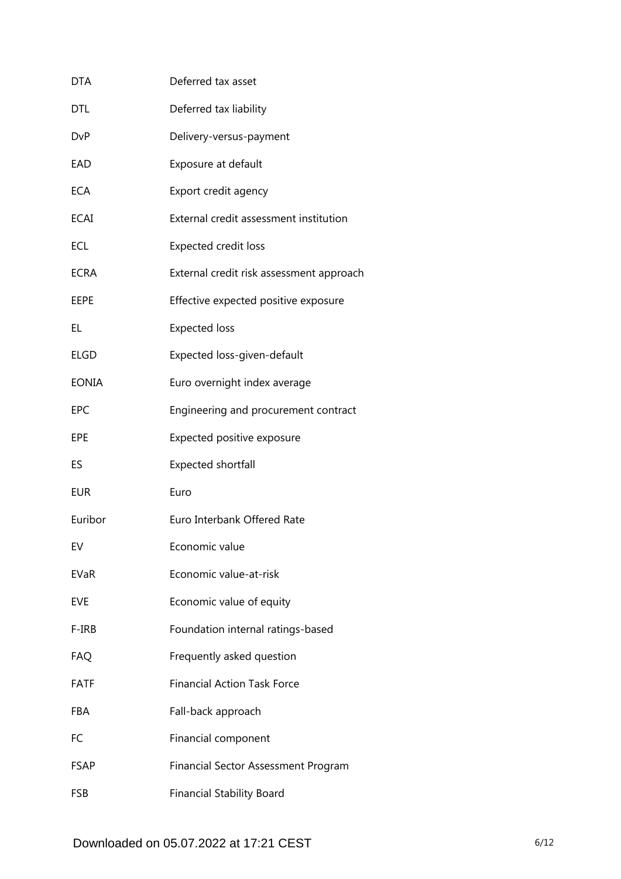| | |
|---|---|
| DTA | Deferred tax asset |
| DTL | Deferred tax liability |
| DvP | Delivery-versus-payment |
| EAD | Exposure at default |
| ECA | Export credit agency |
| ECAI | External credit assessment institution |
| ECL | Expected credit loss |
| ECRA | External credit risk assessment approach |
| EEPE | Effective expected positive exposure |
| EL | Expected loss |
| ELGD | Expected loss-given-default |
| EONIA | Euro overnight index average |
| EPC | Engineering and procurement contract |
| EPE | Expected positive exposure |
| ES | Expected shortfall |
| EUR | Euro |
| Euribor | Euro Interbank Offered Rate |
| EV | Economic value |
| EVaR | Economic value-at-risk |
| EVE | Economic value of equity |
| F-IRB | Foundation internal ratings-based |
| FAQ | Frequently asked question |
| FATF | Financial Action Task Force |
| FBA | Fall-back approach |
| FC | Financial component |
| FSAP | Financial Sector Assessment Program |
| FSB | Financial Stability Board |

Downloaded on 05.07.2022 at 17:21 CEST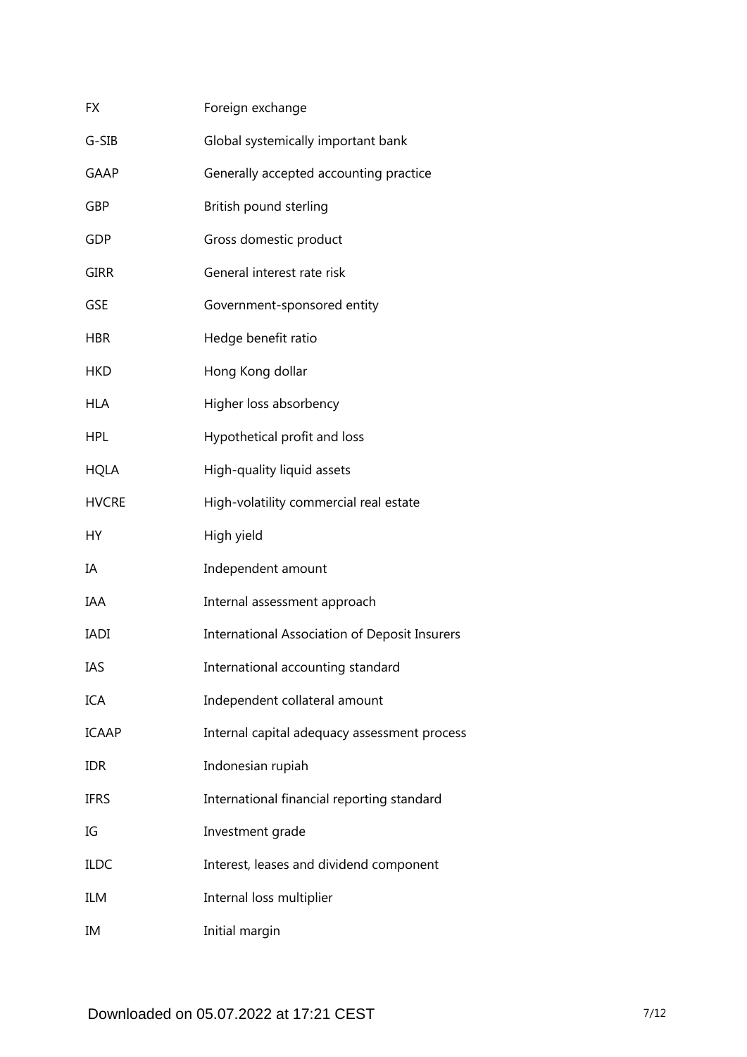| | |
|---|---|
| FX | Foreign exchange |
| G-SIB | Global systemically important bank |
| GAAP | Generally accepted accounting practice |
| GBP | British pound sterling |
| GDP | Gross domestic product |
| GIRR | General interest rate risk |
| GSE | Government-sponsored entity |
| HBR | Hedge benefit ratio |
| HKD | Hong Kong dollar |
| HLA | Higher loss absorbency |
| HPL | Hypothetical profit and loss |
| HQLA | High-quality liquid assets |
| HVCRE | High-volatility commercial real estate |
| HY | High yield |
| IA | Independent amount |
| IAA | Internal assessment approach |
| IADI | International Association of Deposit Insurers |
| IAS | International accounting standard |
| ICA | Independent collateral amount |
| ICAAP | Internal capital adequacy assessment process |
| IDR | Indonesian rupiah |
| IFRS | International financial reporting standard |
| IG | Investment grade |
| ILDC | Interest, leases and dividend component |
| ILM | Internal loss multiplier |
| IM | Initial margin |

Downloaded on 05.07.2022 at 17:21 CEST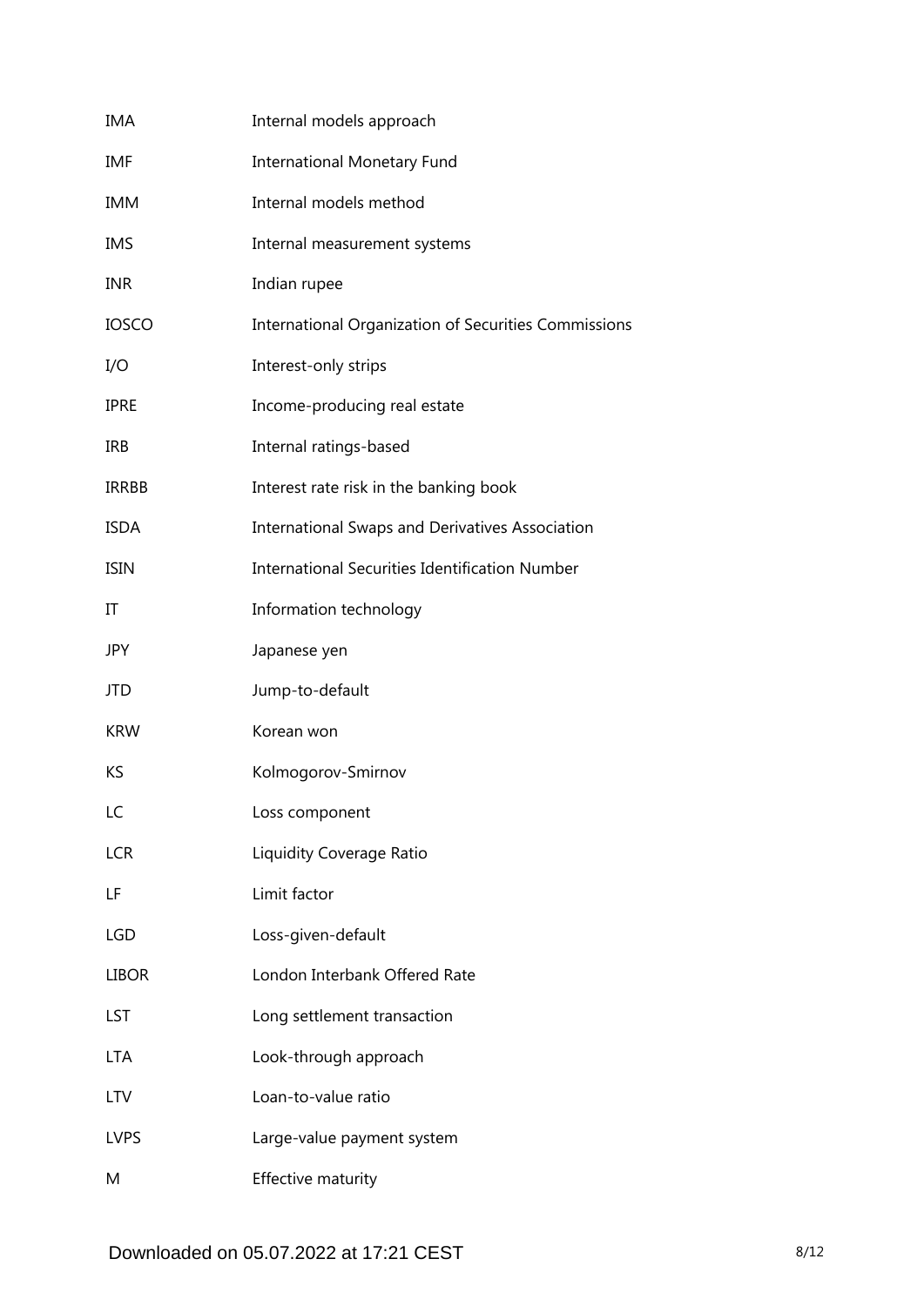| | |
|---|---|
| IMA | Internal models approach |
| IMF | International Monetary Fund |
| IMM | Internal models method |
| IMS | Internal measurement systems |
| INR | Indian rupee |
| IOSCO | International Organization of Securities Commissions |
| I/O | Interest-only strips |
| IPRE | Income-producing real estate |
| IRB | Internal ratings-based |
| IRRBB | Interest rate risk in the banking book |
| ISDA | International Swaps and Derivatives Association |
| ISIN | International Securities Identification Number |
| IT | Information technology |
| JPY | Japanese yen |
| JTD | Jump-to-default |
| KRW | Korean won |
| KS | Kolmogorov-Smirnov |
| LC | Loss component |
| LCR | Liquidity Coverage Ratio |
| LF | Limit factor |
| LGD | Loss-given-default |
| LIBOR | London Interbank Offered Rate |
| LST | Long settlement transaction |
| LTA | Look-through approach |
| LTV | Loan-to-value ratio |
| LVPS | Large-value payment system |
| M | Effective maturity |

Downloaded on 05.07.2022 at 17:21 CEST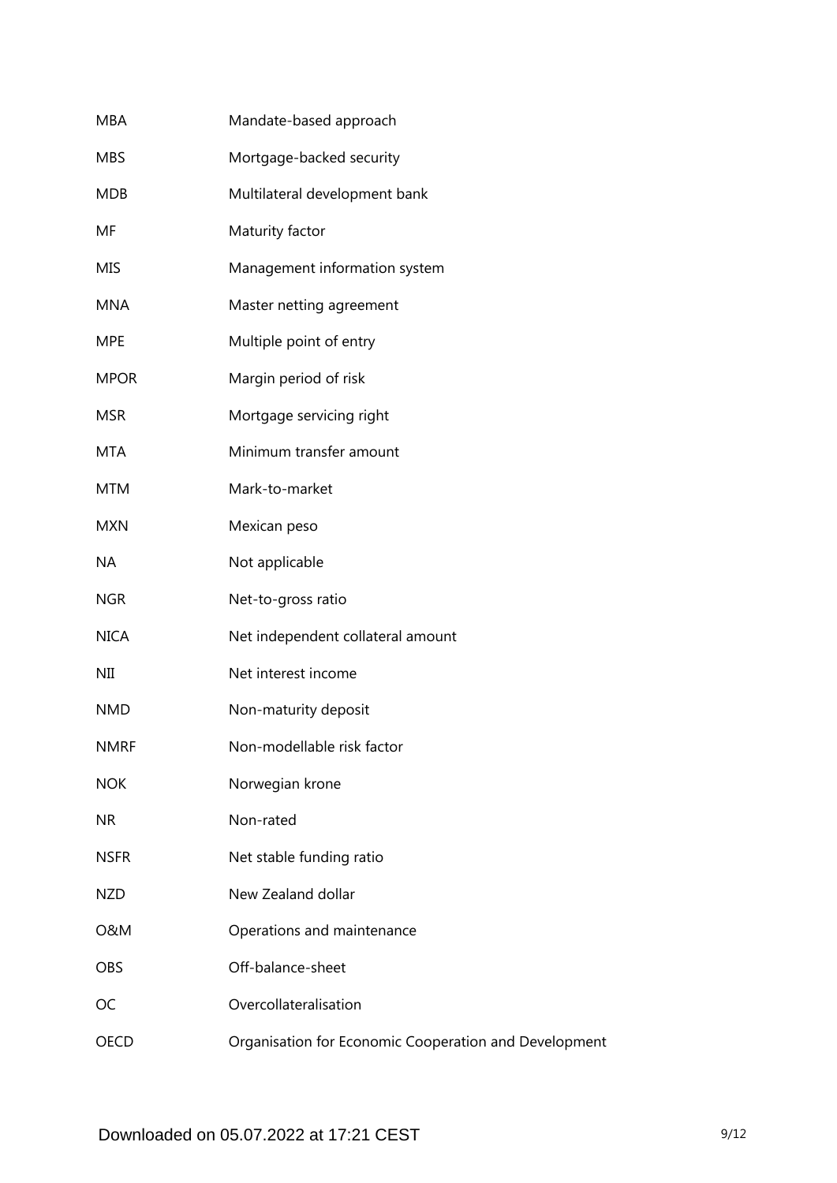| | |
|---|---|
| MBA | Mandate-based approach |
| MBS | Mortgage-backed security |
| MDB | Multilateral development bank |
| MF | Maturity factor |
| MIS | Management information system |
| MNA | Master netting agreement |
| MPE | Multiple point of entry |
| MPOR | Margin period of risk |
| MSR | Mortgage servicing right |
| MTA | Minimum transfer amount |
| MTM | Mark-to-market |
| MXN | Mexican peso |
| NA | Not applicable |
| NGR | Net-to-gross ratio |
| NICA | Net independent collateral amount |
| NII | Net interest income |
| NMD | Non-maturity deposit |
| NMRF | Non-modellable risk factor |
| NOK | Norwegian krone |
| NR | Non-rated |
| NSFR | Net stable funding ratio |
| NZD | New Zealand dollar |
| O&M | Operations and maintenance |
| OBS | Off-balance-sheet |
| OC | Overcollateralisation |
| OECD | Organisation for Economic Cooperation and Development |

Downloaded on 05.07.2022 at 17:21 CEST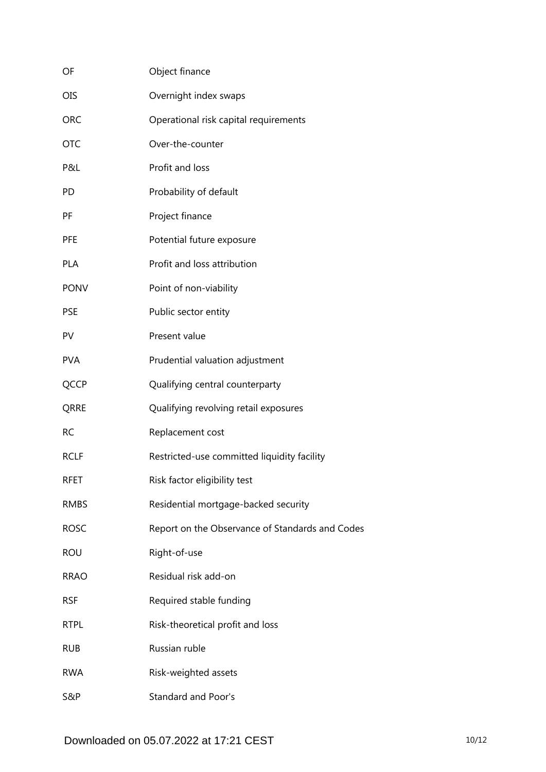| | |
|---|---|
| OF | Object finance |
| OIS | Overnight index swaps |
| ORC | Operational risk capital requirements |
| OTC | Over-the-counter |
| P&L | Profit and loss |
| PD | Probability of default |
| PF | Project finance |
| PFE | Potential future exposure |
| PLA | Profit and loss attribution |
| PONV | Point of non-viability |
| PSE | Public sector entity |
| PV | Present value |
| PVA | Prudential valuation adjustment |
| QCCP | Qualifying central counterparty |
| QRRE | Qualifying revolving retail exposures |
| RC | Replacement cost |
| RCLF | Restricted-use committed liquidity facility |
| RFET | Risk factor eligibility test |
| RMBS | Residential mortgage-backed security |
| ROSC | Report on the Observance of Standards and Codes |
| ROU | Right-of-use |
| RRAO | Residual risk add-on |
| RSF | Required stable funding |
| RTPL | Risk-theoretical profit and loss |
| RUB | Russian ruble |
| RWA | Risk-weighted assets |
| S&P | Standard and Poor's |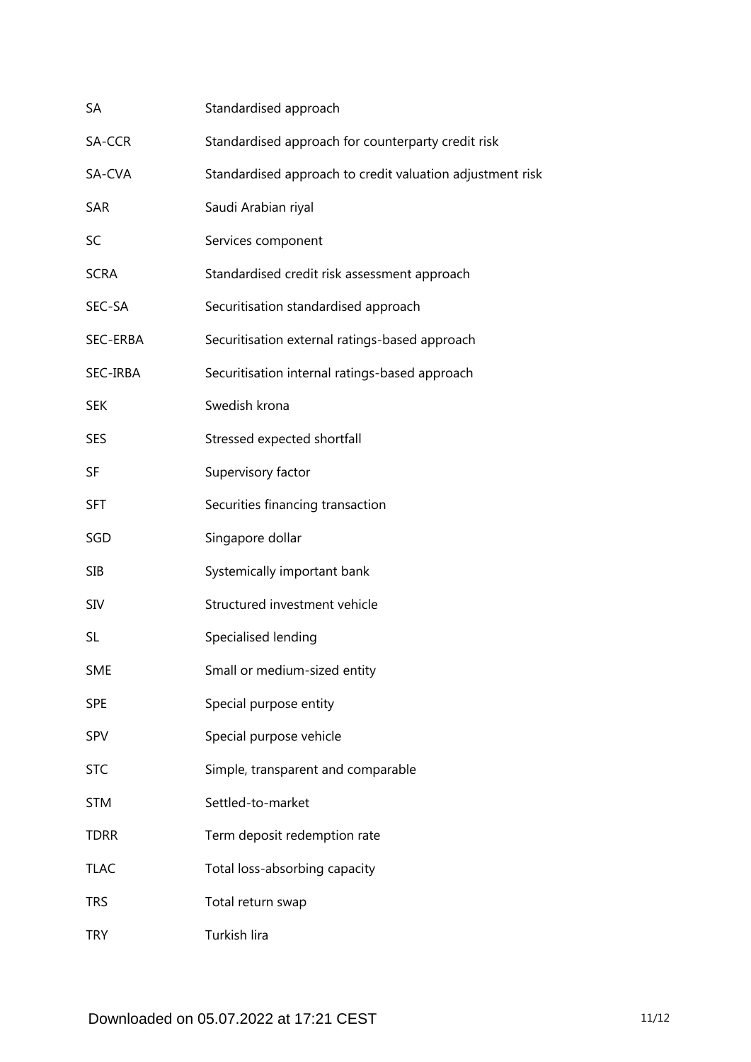| | |
|---|---|
| SA | Standardised approach |
| SA-CCR | Standardised approach for counterparty credit risk |
| SA-CVA | Standardised approach to credit valuation adjustment risk |
| SAR | Saudi Arabian riyal |
| SC | Services component |
| SCRA | Standardised credit risk assessment approach |
| SEC-SA | Securitisation standardised approach |
| SEC-ERBA | Securitisation external ratings-based approach |
| SEC-IRBA | Securitisation internal ratings-based approach |
| SEK | Swedish krona |
| SES | Stressed expected shortfall |
| SF | Supervisory factor |
| SFT | Securities financing transaction |
| SGD | Singapore dollar |
| SIB | Systemically important bank |
| SIV | Structured investment vehicle |
| SL | Specialised lending |
| SME | Small or medium-sized entity |
| SPE | Special purpose entity |
| SPV | Special purpose vehicle |
| STC | Simple, transparent and comparable |
| STM | Settled-to-market |
| TDRR | Term deposit redemption rate |
| TLAC | Total loss-absorbing capacity |
| TRS | Total return swap |
| TRY | Turkish lira |

Downloaded on 05.07.2022 at 17:21 CEST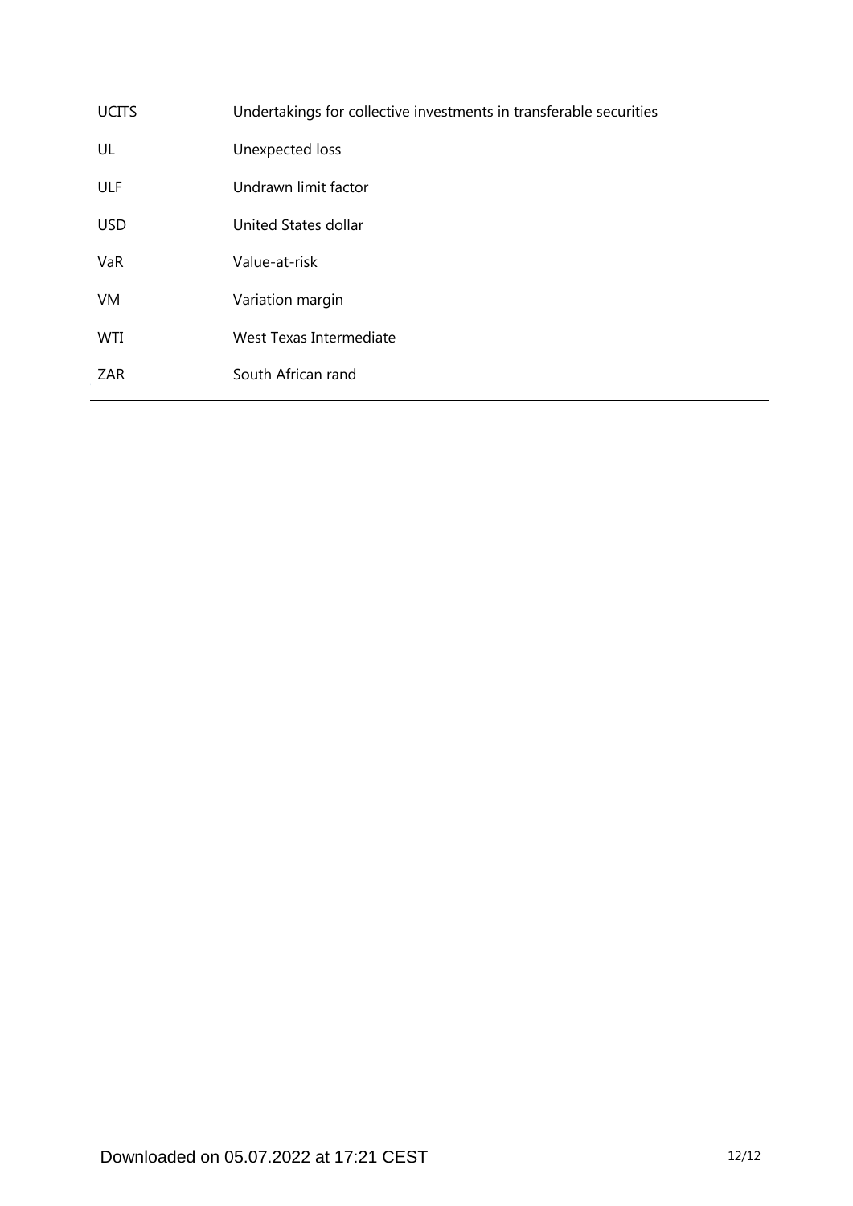| | |
|---|---|
| UCITS | Undertakings for collective investments in transferable securities |
| UL | Unexpected loss |
| ULF | Undrawn limit factor |
| USD | United States dollar |
| VaR | Value-at-risk |
| VM | Variation margin |
| WTI | West Texas Intermediate |
| ZAR | South African rand |

Downloaded on 05.07.2022 at 17:21 CEST